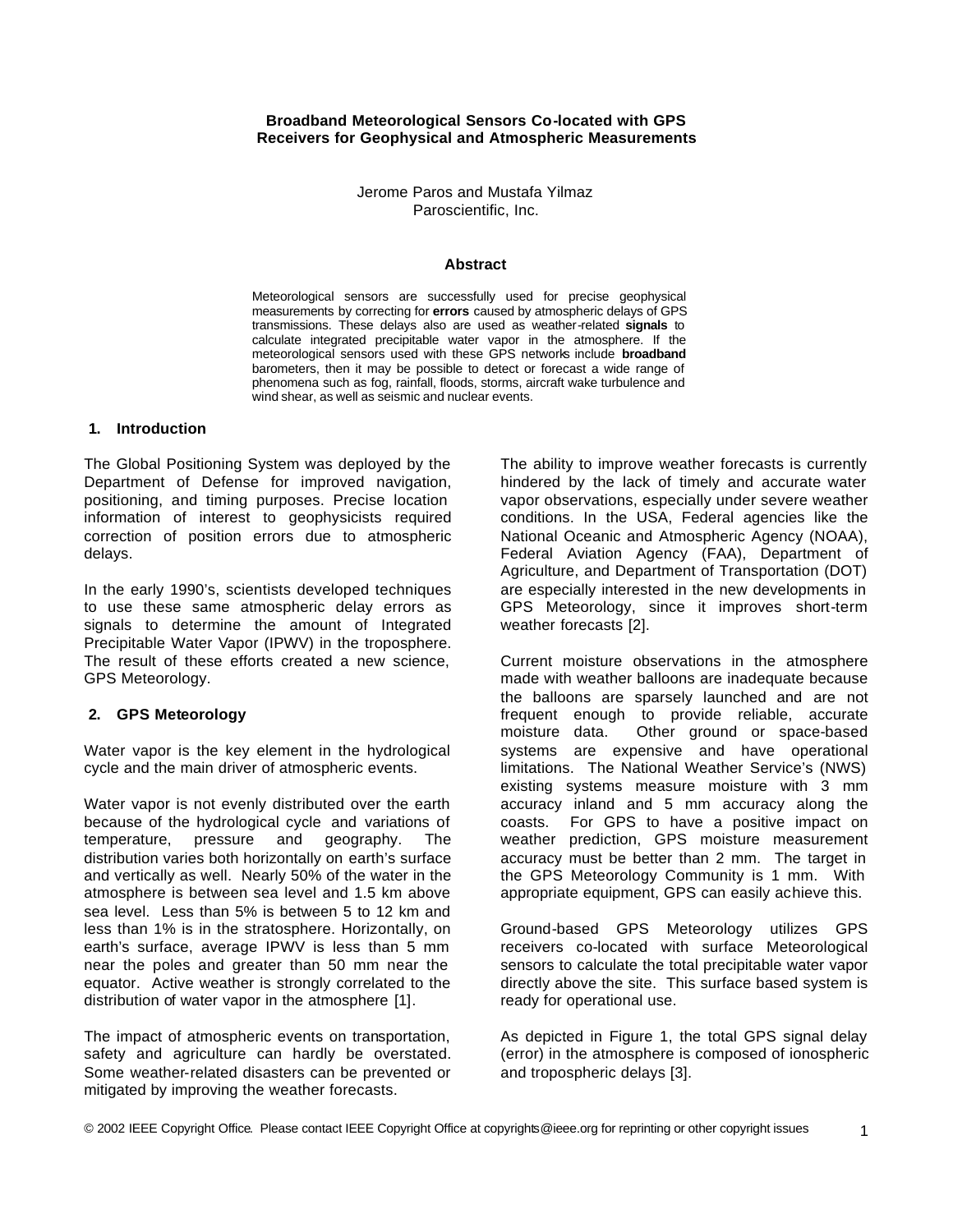# Broadband Meteorological Sensors Co-located with GPS Receivers for Geophysical and Atmospheric Measurements

Jerome Paros and Mustafa Yilmaz
Paroscientific, Inc.

### Abstract

Meteorological sensors are successfully used for precise geophysical measurements by correcting for **errors** caused by atmospheric delays of GPS transmissions. These delays also are used as weather-related **signals** to calculate integrated precipitable water vapor in the atmosphere. If the meteorological sensors used with these GPS networks include **broadband** barometers, then it may be possible to detect or forecast a wide range of phenomena such as fog, rainfall, floods, storms, aircraft wake turbulence and wind shear, as well as seismic and nuclear events.

## 1. Introduction

The Global Positioning System was deployed by the Department of Defense for improved navigation, positioning, and timing purposes. Precise location information of interest to geophysicists required correction of position errors due to atmospheric delays.

In the early 1990's, scientists developed techniques to use these same atmospheric delay errors as signals to determine the amount of Integrated Precipitable Water Vapor (IPWV) in the troposphere. The result of these efforts created a new science, GPS Meteorology.

## 2. GPS Meteorology

Water vapor is the key element in the hydrological cycle and the main driver of atmospheric events.

Water vapor is not evenly distributed over the earth because of the hydrological cycle and variations of temperature, pressure and geography. The distribution varies both horizontally on earth's surface and vertically as well. Nearly 50% of the water in the atmosphere is between sea level and 1.5 km above sea level. Less than 5% is between 5 to 12 km and less than 1% is in the stratosphere. Horizontally, on earth's surface, average IPWV is less than 5 mm near the poles and greater than 50 mm near the equator. Active weather is strongly correlated to the distribution of water vapor in the atmosphere [1].

The impact of atmospheric events on transportation, safety and agriculture can hardly be overstated. Some weather-related disasters can be prevented or mitigated by improving the weather forecasts.

The ability to improve weather forecasts is currently hindered by the lack of timely and accurate water vapor observations, especially under severe weather conditions. In the USA, Federal agencies like the National Oceanic and Atmospheric Agency (NOAA), Federal Aviation Agency (FAA), Department of Agriculture, and Department of Transportation (DOT) are especially interested in the new developments in GPS Meteorology, since it improves short-term weather forecasts [2].

Current moisture observations in the atmosphere made with weather balloons are inadequate because the balloons are sparsely launched and are not frequent enough to provide reliable, accurate moisture data. Other ground or space-based systems are expensive and have operational limitations. The National Weather Service's (NWS) existing systems measure moisture with 3 mm accuracy inland and 5 mm accuracy along the coasts. For GPS to have a positive impact on weather prediction, GPS moisture measurement accuracy must be better than 2 mm. The target in the GPS Meteorology Community is 1 mm. With appropriate equipment, GPS can easily achieve this.

Ground-based GPS Meteorology utilizes GPS receivers co-located with surface Meteorological sensors to calculate the total precipitable water vapor directly above the site. This surface based system is ready for operational use.

As depicted in Figure 1, the total GPS signal delay (error) in the atmosphere is composed of ionospheric and tropospheric delays [3].

© 2002 IEEE Copyright Office. Please contact IEEE Copyright Office at copyrights@ieee.org for reprinting or other copyright issues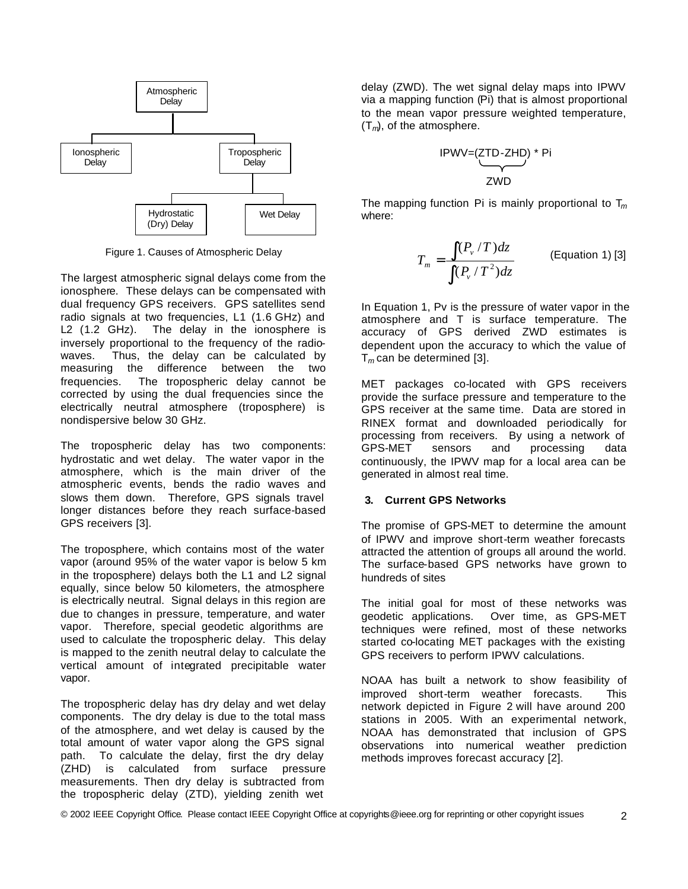Atmospheric Delay

Ionospheric Delay

Tropospheric Delay

Hydrostatic (Dry) Delay

Wet Delay

Figure 1. Causes of Atmospheric Delay

The largest atmospheric signal delays come from the ionosphere. These delays can be compensated with dual frequency GPS receivers. GPS satellites send radio signals at two frequencies, L1 (1.6 GHz) and L2 (1.2 GHz). The delay in the ionosphere is inversely proportional to the frequency of the radio-waves. Thus, the delay can be calculated by measuring the difference between the two frequencies. The tropospheric delay cannot be corrected by using the dual frequencies since the electrically neutral atmosphere (troposphere) is nondispersive below 30 GHz.

The tropospheric delay has two components: hydrostatic and wet delay. The water vapor in the atmosphere, which is the main driver of the atmospheric events, bends the radio waves and slows them down. Therefore, GPS signals travel longer distances before they reach surface-based GPS receivers [3].

The troposphere, which contains most of the water vapor (around 95% of the water vapor is below 5 km in the troposphere) delays both the L1 and L2 signal equally, since below 50 kilometers, the atmosphere is electrically neutral. Signal delays in this region are due to changes in pressure, temperature, and water vapor. Therefore, special geodetic algorithms are used to calculate the tropospheric delay. This delay is mapped to the zenith neutral delay to calculate the vertical amount of integrated precipitable water vapor.

The tropospheric delay has dry delay and wet delay components. The dry delay is due to the total mass of the atmosphere, and wet delay is caused by the total amount of water vapor along the GPS signal path. To calculate the delay, first the dry delay (ZHD) is calculated from surface pressure measurements. Then dry delay is subtracted from the tropospheric delay (ZTD), yielding zenith wet delay (ZWD). The wet signal delay maps into IPWV via a mapping function (Pi) that is almost proportional to the mean vapor pressure weighted temperature, ($T_m$), of the atmosphere.

$$IPWV = \underbrace{(ZTD - ZHD)}_{ZWD} * Pi$$

The mapping function Pi is mainly proportional to $T_m$ where:

$$T_m = \frac{\int (P_v / T)dz}{\int (P_v / T^2)dz} \qquad \text{(Equation 1) [3]}$$

In Equation 1, Pv is the pressure of water vapor in the atmosphere and T is surface temperature. The accuracy of GPS derived ZWD estimates is dependent upon the accuracy to which the value of $T_m$ can be determined [3].

MET packages co-located with GPS receivers provide the surface pressure and temperature to the GPS receiver at the same time. Data are stored in RINEX format and downloaded periodically for processing from receivers. By using a network of GPS-MET sensors and processing data continuously, the IPWV map for a local area can be generated in almost real time.

### 3. Current GPS Networks

The promise of GPS-MET to determine the amount of IPWV and improve short-term weather forecasts attracted the attention of groups all around the world. The surface-based GPS networks have grown to hundreds of sites

The initial goal for most of these networks was geodetic applications. Over time, as GPS-MET techniques were refined, most of these networks started co-locating MET packages with the existing GPS receivers to perform IPWV calculations.

NOAA has built a network to show feasibility of improved short-term weather forecasts. This network depicted in Figure 2 will have around 200 stations in 2005. With an experimental network, NOAA has demonstrated that inclusion of GPS observations into numerical weather prediction methods improves forecast accuracy [2].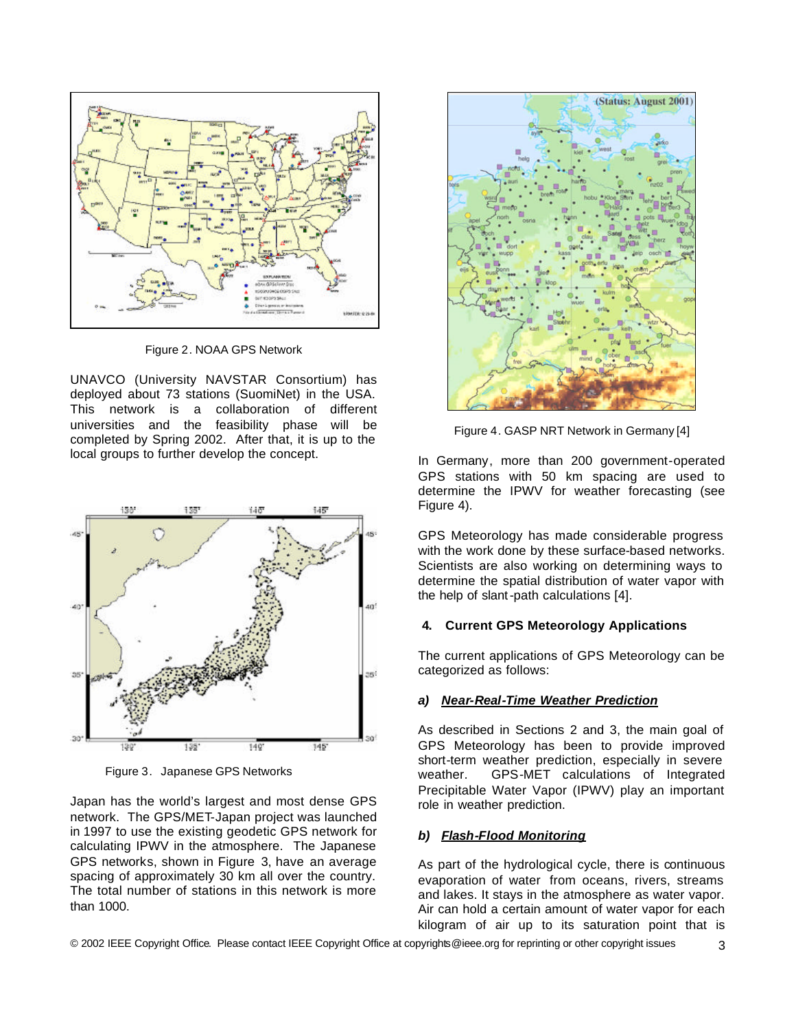Figure 2. NOAA GPS Network

UNAVCO (University NAVSTAR Consortium) has deployed about 73 stations (SuomiNet) in the USA. This network is a collaboration of different universities and the feasibility phase will be completed by Spring 2002. After that, it is up to the local groups to further develop the concept.

Figure 3. Japanese GPS Networks

Japan has the world's largest and most dense GPS network. The GPS/MET-Japan project was launched in 1997 to use the existing geodetic GPS network for calculating IPWV in the atmosphere. The Japanese GPS networks, shown in Figure 3, have an average spacing of approximately 30 km all over the country. The total number of stations in this network is more than 1000.

Figure 4. GASP NRT Network in Germany [4]

In Germany, more than 200 government-operated GPS stations with 50 km spacing are used to determine the IPWV for weather forecasting (see Figure 4).

GPS Meteorology has made considerable progress with the work done by these surface-based networks. Scientists are also working on determining ways to determine the spatial distribution of water vapor with the help of slant-path calculations [4].

## 4. Current GPS Meteorology Applications

The current applications of GPS Meteorology can be categorized as follows:

### *a) <u>Near-Real-Time Weather Prediction</u>*

As described in Sections 2 and 3, the main goal of GPS Meteorology has been to provide improved short-term weather prediction, especially in severe weather. GPS-MET calculations of Integrated Precipitable Water Vapor (IPWV) play an important role in weather prediction.

### *b) <u>Flash-Flood Monitoring</u>*

As part of the hydrological cycle, there is continuous evaporation of water from oceans, rivers, streams and lakes. It stays in the atmosphere as water vapor. Air can hold a certain amount of water vapor for each kilogram of air up to its saturation point that is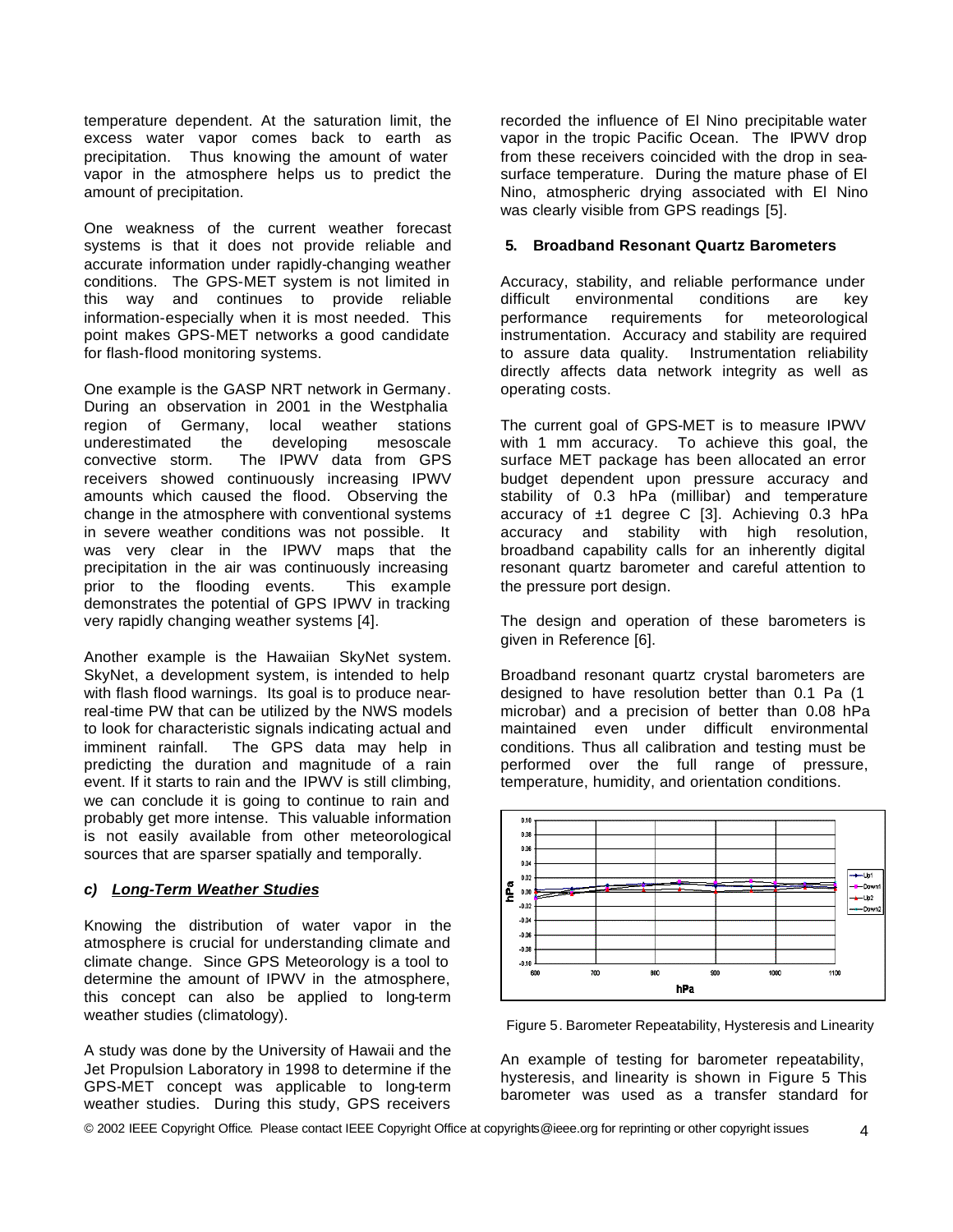temperature dependent. At the saturation limit, the excess water vapor comes back to earth as precipitation. Thus knowing the amount of water vapor in the atmosphere helps us to predict the amount of precipitation.

One weakness of the current weather forecast systems is that it does not provide reliable and accurate information under rapidly-changing weather conditions. The GPS-MET system is not limited in this way and continues to provide reliable information-especially when it is most needed. This point makes GPS-MET networks a good candidate for flash-flood monitoring systems.

One example is the GASP NRT network in Germany. During an observation in 2001 in the Westphalia region of Germany, local weather stations underestimated the developing mesoscale convective storm. The IPWV data from GPS receivers showed continuously increasing IPWV amounts which caused the flood. Observing the change in the atmosphere with conventional systems in severe weather conditions was not possible. It was very clear in the IPWV maps that the precipitation in the air was continuously increasing prior to the flooding events. This example demonstrates the potential of GPS IPWV in tracking very rapidly changing weather systems [4].

Another example is the Hawaiian SkyNet system. SkyNet, a development system, is intended to help with flash flood warnings. Its goal is to produce near-real-time PW that can be utilized by the NWS models to look for characteristic signals indicating actual and imminent rainfall. The GPS data may help in predicting the duration and magnitude of a rain event. If it starts to rain and the IPWV is still climbing, we can conclude it is going to continue to rain and probably get more intense. This valuable information is not easily available from other meteorological sources that are sparser spatially and temporally.

### *c) Long-Term Weather Studies*

Knowing the distribution of water vapor in the atmosphere is crucial for understanding climate and climate change. Since GPS Meteorology is a tool to determine the amount of IPWV in the atmosphere, this concept can also be applied to long-term weather studies (climatology).

A study was done by the University of Hawaii and the Jet Propulsion Laboratory in 1998 to determine if the GPS-MET concept was applicable to long-term weather studies. During this study, GPS receivers recorded the influence of El Nino precipitable water vapor in the tropic Pacific Ocean. The IPWV drop from these receivers coincided with the drop in sea-surface temperature. During the mature phase of El Nino, atmospheric drying associated with El Nino was clearly visible from GPS readings [5].

## 5. Broadband Resonant Quartz Barometers

Accuracy, stability, and reliable performance under difficult environmental conditions are key performance requirements for meteorological instrumentation. Accuracy and stability are required to assure data quality. Instrumentation reliability directly affects data network integrity as well as operating costs.

The current goal of GPS-MET is to measure IPWV with 1 mm accuracy. To achieve this goal, the surface MET package has been allocated an error budget dependent upon pressure accuracy and stability of 0.3 hPa (millibar) and temperature accuracy of ±1 degree C [3]. Achieving 0.3 hPa accuracy and stability with high resolution, broadband capability calls for an inherently digital resonant quartz barometer and careful attention to the pressure port design.

The design and operation of these barometers is given in Reference [6].

Broadband resonant quartz crystal barometers are designed to have resolution better than 0.1 Pa (1 microbar) and a precision of better than 0.08 hPa maintained even under difficult environmental conditions. Thus all calibration and testing must be performed over the full range of pressure, temperature, humidity, and orientation conditions.

Figure 5. Barometer Repeatability, Hysteresis and Linearity

An example of testing for barometer repeatability, hysteresis, and linearity is shown in Figure 5 This barometer was used as a transfer standard for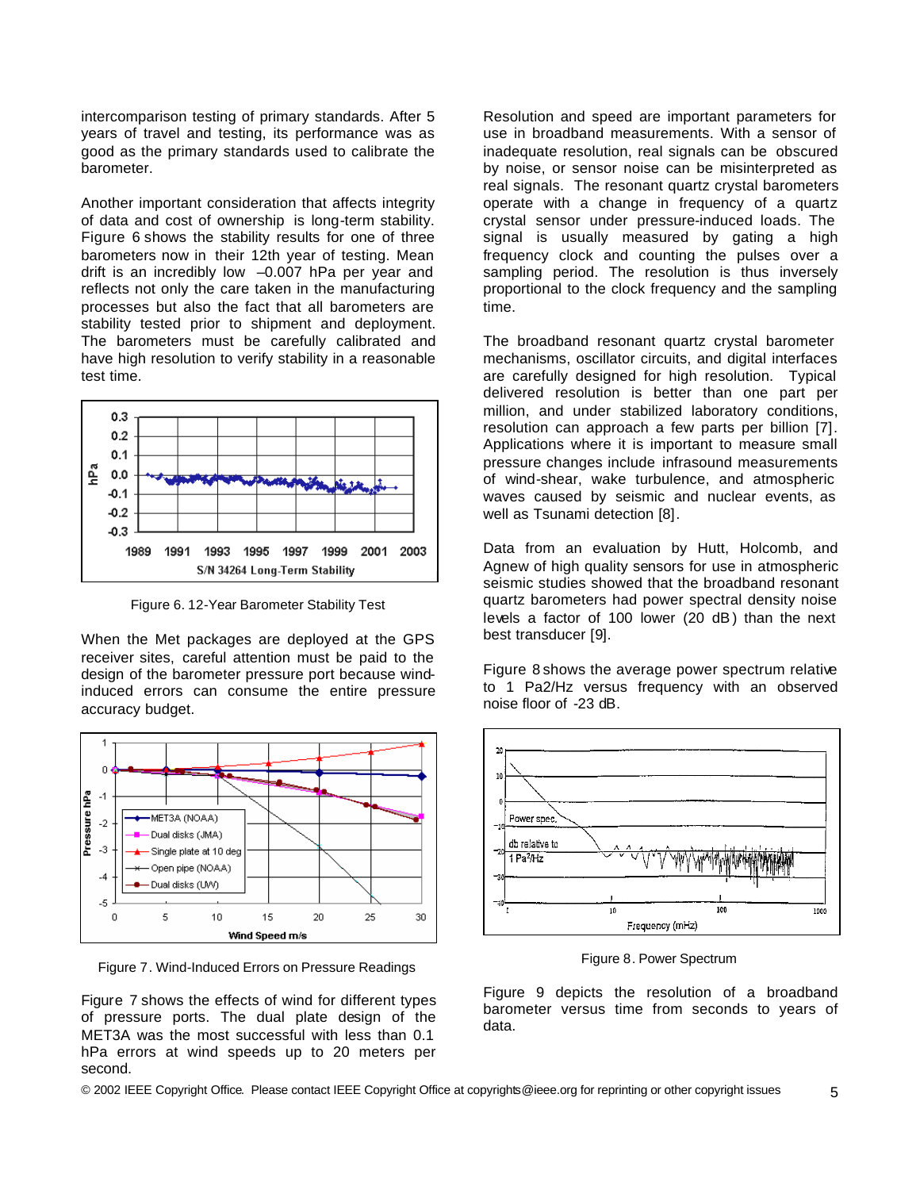intercomparison testing of primary standards. After 5 years of travel and testing, its performance was as good as the primary standards used to calibrate the barometer.

Another important consideration that affects integrity of data and cost of ownership is long-term stability. Figure 6 shows the stability results for one of three barometers now in their 12th year of testing. Mean drift is an incredibly low –0.007 hPa per year and reflects not only the care taken in the manufacturing processes but also the fact that all barometers are stability tested prior to shipment and deployment. The barometers must be carefully calibrated and have high resolution to verify stability in a reasonable test time.

Figure 6. 12-Year Barometer Stability Test

When the Met packages are deployed at the GPS receiver sites, careful attention must be paid to the design of the barometer pressure port because wind-induced errors can consume the entire pressure accuracy budget.

Figure 7. Wind-Induced Errors on Pressure Readings

Figure 7 shows the effects of wind for different types of pressure ports. The dual plate design of the MET3A was the most successful with less than 0.1 hPa errors at wind speeds up to 20 meters per second.

Resolution and speed are important parameters for use in broadband measurements. With a sensor of inadequate resolution, real signals can be obscured by noise, or sensor noise can be misinterpreted as real signals. The resonant quartz crystal barometers operate with a change in frequency of a quartz crystal sensor under pressure-induced loads. The signal is usually measured by gating a high frequency clock and counting the pulses over a sampling period. The resolution is thus inversely proportional to the clock frequency and the sampling time.

The broadband resonant quartz crystal barometer mechanisms, oscillator circuits, and digital interfaces are carefully designed for high resolution. Typical delivered resolution is better than one part per million, and under stabilized laboratory conditions, resolution can approach a few parts per billion [7]. Applications where it is important to measure small pressure changes include infrasound measurements of wind-shear, wake turbulence, and atmospheric waves caused by seismic and nuclear events, as well as Tsunami detection [8].

Data from an evaluation by Hutt, Holcomb, and Agnew of high quality sensors for use in atmospheric seismic studies showed that the broadband resonant quartz barometers had power spectral density noise levels a factor of 100 lower (20 dB) than the next best transducer [9].

Figure 8 shows the average power spectrum relative to 1 Pa2/Hz versus frequency with an observed noise floor of -23 dB.

Figure 8. Power Spectrum

Figure 9 depicts the resolution of a broadband barometer versus time from seconds to years of data.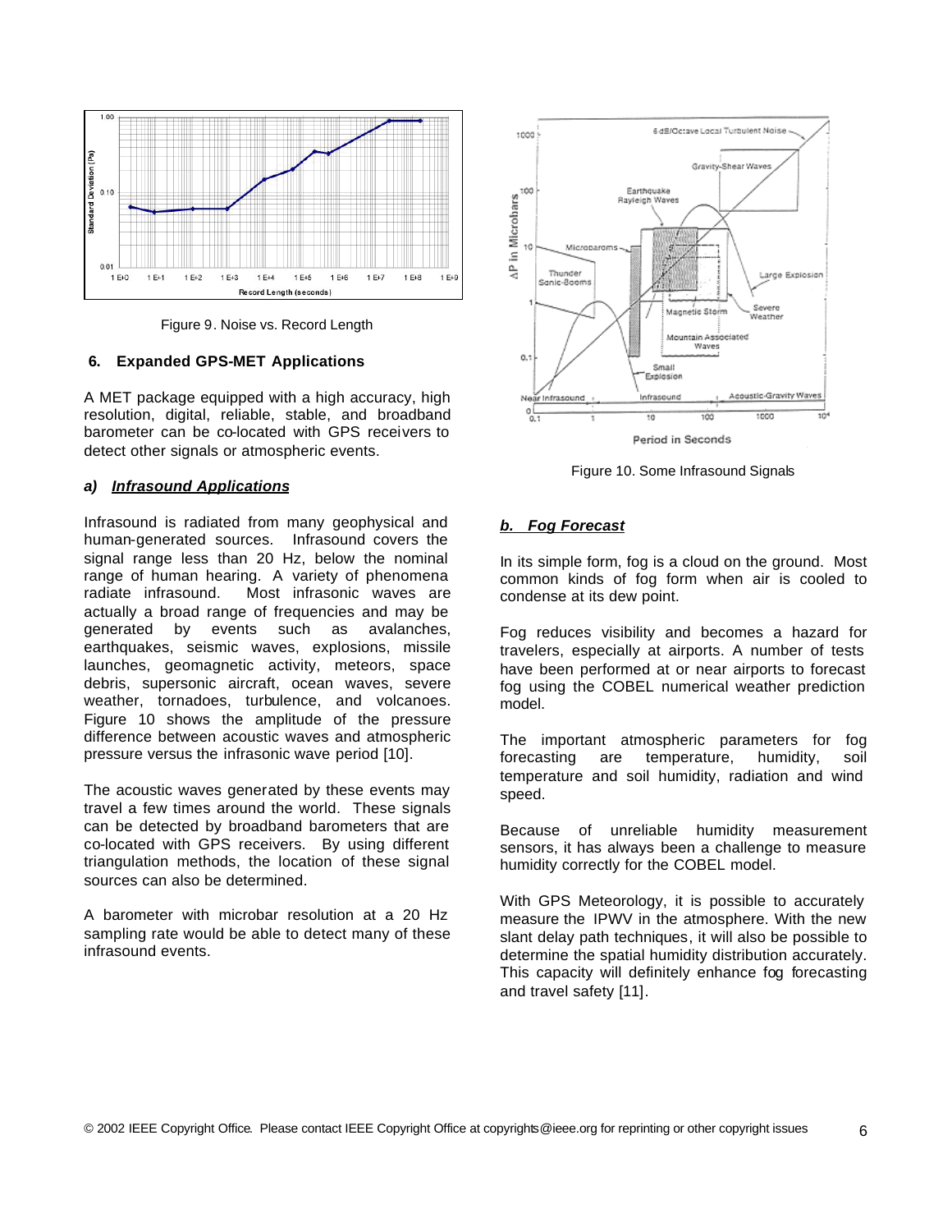Figure 9. Noise vs. Record Length

## 6. Expanded GPS-MET Applications

A MET package equipped with a high accuracy, high resolution, digital, reliable, stable, and broadband barometer can be co-located with GPS receivers to detect other signals or atmospheric events.

### *a) Infrasound Applications*

Infrasound is radiated from many geophysical and human-generated sources. Infrasound covers the signal range less than 20 Hz, below the nominal range of human hearing. A variety of phenomena radiate infrasound. Most infrasonic waves are actually a broad range of frequencies and may be generated by events such as avalanches, earthquakes, seismic waves, explosions, missile launches, geomagnetic activity, meteors, space debris, supersonic aircraft, ocean waves, severe weather, tornadoes, turbulence, and volcanoes. Figure 10 shows the amplitude of the pressure difference between acoustic waves and atmospheric pressure versus the infrasonic wave period [10].

The acoustic waves generated by these events may travel a few times around the world. These signals can be detected by broadband barometers that are co-located with GPS receivers. By using different triangulation methods, the location of these signal sources can also be determined.

A barometer with microbar resolution at a 20 Hz sampling rate would be able to detect many of these infrasound events.

Figure 10. Some Infrasound Signals

### *b. Fog Forecast*

In its simple form, fog is a cloud on the ground. Most common kinds of fog form when air is cooled to condense at its dew point.

Fog reduces visibility and becomes a hazard for travelers, especially at airports. A number of tests have been performed at or near airports to forecast fog using the COBEL numerical weather prediction model.

The important atmospheric parameters for fog forecasting are temperature, humidity, soil temperature and soil humidity, radiation and wind speed.

Because of unreliable humidity measurement sensors, it has always been a challenge to measure humidity correctly for the COBEL model.

With GPS Meteorology, it is possible to accurately measure the IPWV in the atmosphere. With the new slant delay path techniques, it will also be possible to determine the spatial humidity distribution accurately. This capacity will definitely enhance fog forecasting and travel safety [11].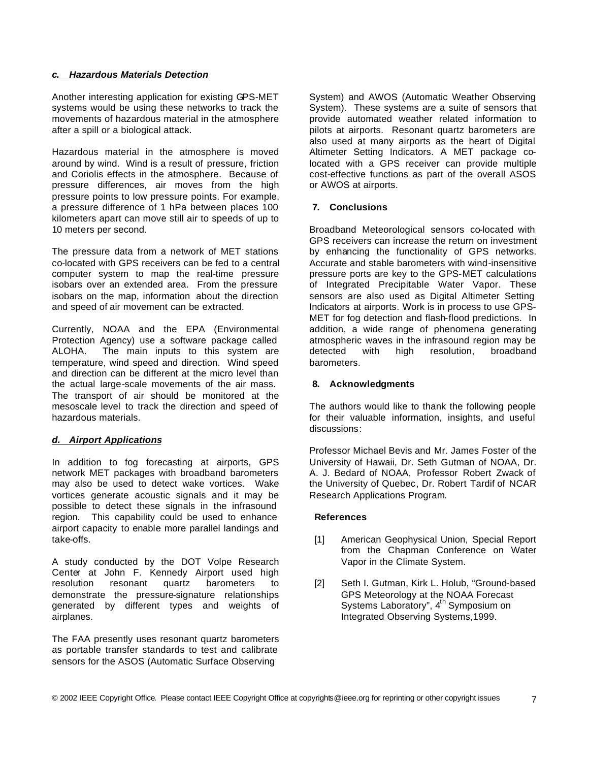### *c. Hazardous Materials Detection*

Another interesting application for existing GPS-MET systems would be using these networks to track the movements of hazardous material in the atmosphere after a spill or a biological attack.

Hazardous material in the atmosphere is moved around by wind. Wind is a result of pressure, friction and Coriolis effects in the atmosphere. Because of pressure differences, air moves from the high pressure points to low pressure points. For example, a pressure difference of 1 hPa between places 100 kilometers apart can move still air to speeds of up to 10 meters per second.

The pressure data from a network of MET stations co-located with GPS receivers can be fed to a central computer system to map the real-time pressure isobars over an extended area. From the pressure isobars on the map, information about the direction and speed of air movement can be extracted.

Currently, NOAA and the EPA (Environmental Protection Agency) use a software package called ALOHA. The main inputs to this system are temperature, wind speed and direction. Wind speed and direction can be different at the micro level than the actual large-scale movements of the air mass. The transport of air should be monitored at the mesoscale level to track the direction and speed of hazardous materials.

### *d. Airport Applications*

In addition to fog forecasting at airports, GPS network MET packages with broadband barometers may also be used to detect wake vortices. Wake vortices generate acoustic signals and it may be possible to detect these signals in the infrasound region. This capability could be used to enhance airport capacity to enable more parallel landings and take-offs.

A study conducted by the DOT Volpe Research Center at John F. Kennedy Airport used high resolution resonant quartz barometers to demonstrate the pressure-signature relationships generated by different types and weights of airplanes.

The FAA presently uses resonant quartz barometers as portable transfer standards to test and calibrate sensors for the ASOS (Automatic Surface Observing System) and AWOS (Automatic Weather Observing System). These systems are a suite of sensors that provide automated weather related information to pilots at airports. Resonant quartz barometers are also used at many airports as the heart of Digital Altimeter Setting Indicators. A MET package co-located with a GPS receiver can provide multiple cost-effective functions as part of the overall ASOS or AWOS at airports.

## 7. Conclusions

Broadband Meteorological sensors co-located with GPS receivers can increase the return on investment by enhancing the functionality of GPS networks. Accurate and stable barometers with wind-insensitive pressure ports are key to the GPS-MET calculations of Integrated Precipitable Water Vapor. These sensors are also used as Digital Altimeter Setting Indicators at airports. Work is in process to use GPS-MET for fog detection and flash-flood predictions. In addition, a wide range of phenomena generating atmospheric waves in the infrasound region may be detected with high resolution, broadband barometers.

## 8. Acknowledgments

The authors would like to thank the following people for their valuable information, insights, and useful discussions:

Professor Michael Bevis and Mr. James Foster of the University of Hawaii, Dr. Seth Gutman of NOAA, Dr. A. J. Bedard of NOAA, Professor Robert Zwack of the University of Quebec, Dr. Robert Tardif of NCAR Research Applications Program.

## References

[1] American Geophysical Union, Special Report from the Chapman Conference on Water Vapor in the Climate System.

[2] Seth I. Gutman, Kirk L. Holub, "Ground-based GPS Meteorology at the NOAA Forecast Systems Laboratory", 4th Symposium on Integrated Observing Systems,1999.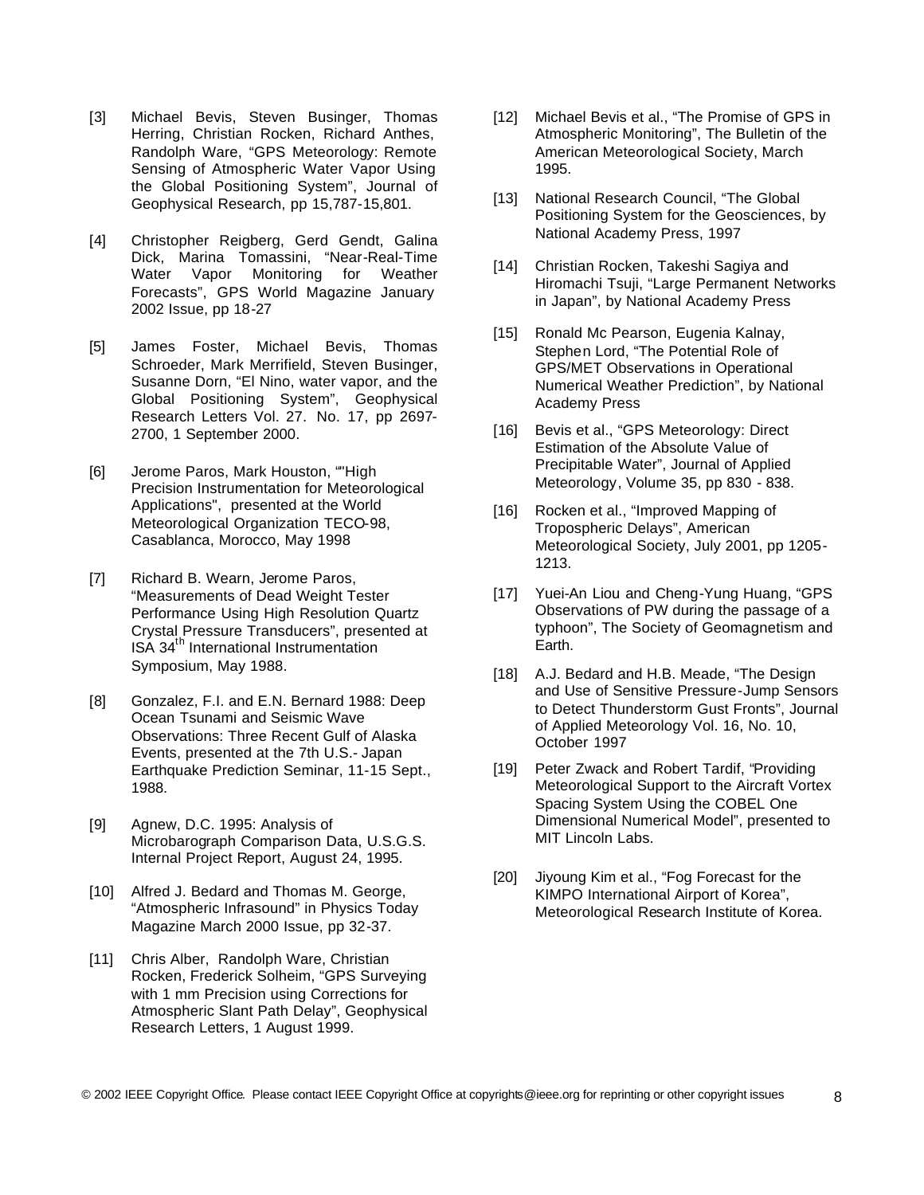[3] Michael Bevis, Steven Businger, Thomas Herring, Christian Rocken, Richard Anthes, Randolph Ware, "GPS Meteorology: Remote Sensing of Atmospheric Water Vapor Using the Global Positioning System", Journal of Geophysical Research, pp 15,787-15,801.

[4] Christopher Reigberg, Gerd Gendt, Galina Dick, Marina Tomassini, "Near-Real-Time Water Vapor Monitoring for Weather Forecasts", GPS World Magazine January 2002 Issue, pp 18-27

[5] James Foster, Michael Bevis, Thomas Schroeder, Mark Merrifield, Steven Businger, Susanne Dorn, "El Nino, water vapor, and the Global Positioning System", Geophysical Research Letters Vol. 27. No. 17, pp 2697-2700, 1 September 2000.

[6] Jerome Paros, Mark Houston, ""High Precision Instrumentation for Meteorological Applications", presented at the World Meteorological Organization TECO-98, Casablanca, Morocco, May 1998

[7] Richard B. Wearn, Jerome Paros, "Measurements of Dead Weight Tester Performance Using High Resolution Quartz Crystal Pressure Transducers", presented at ISA 34th International Instrumentation Symposium, May 1988.

[8] Gonzalez, F.I. and E.N. Bernard 1988: Deep Ocean Tsunami and Seismic Wave Observations: Three Recent Gulf of Alaska Events, presented at the 7th U.S.- Japan Earthquake Prediction Seminar, 11-15 Sept., 1988.

[9] Agnew, D.C. 1995: Analysis of Microbarograph Comparison Data, U.S.G.S. Internal Project Report, August 24, 1995.

[10] Alfred J. Bedard and Thomas M. George, "Atmospheric Infrasound" in Physics Today Magazine March 2000 Issue, pp 32-37.

[11] Chris Alber, Randolph Ware, Christian Rocken, Frederick Solheim, "GPS Surveying with 1 mm Precision using Corrections for Atmospheric Slant Path Delay", Geophysical Research Letters, 1 August 1999.

[12] Michael Bevis et al., "The Promise of GPS in Atmospheric Monitoring", The Bulletin of the American Meteorological Society, March 1995.

[13] National Research Council, "The Global Positioning System for the Geosciences, by National Academy Press, 1997

[14] Christian Rocken, Takeshi Sagiya and Hiromachi Tsuji, "Large Permanent Networks in Japan", by National Academy Press

[15] Ronald Mc Pearson, Eugenia Kalnay, Stephen Lord, "The Potential Role of GPS/MET Observations in Operational Numerical Weather Prediction", by National Academy Press

[16] Bevis et al., "GPS Meteorology: Direct Estimation of the Absolute Value of Precipitable Water", Journal of Applied Meteorology, Volume 35, pp 830 - 838.

[16] Rocken et al., "Improved Mapping of Tropospheric Delays", American Meteorological Society, July 2001, pp 1205-1213.

[17] Yuei-An Liou and Cheng-Yung Huang, "GPS Observations of PW during the passage of a typhoon", The Society of Geomagnetism and Earth.

[18] A.J. Bedard and H.B. Meade, "The Design and Use of Sensitive Pressure-Jump Sensors to Detect Thunderstorm Gust Fronts", Journal of Applied Meteorology Vol. 16, No. 10, October 1997

[19] Peter Zwack and Robert Tardif, "Providing Meteorological Support to the Aircraft Vortex Spacing System Using the COBEL One Dimensional Numerical Model", presented to MIT Lincoln Labs.

[20] Jiyoung Kim et al., "Fog Forecast for the KIMPO International Airport of Korea", Meteorological Research Institute of Korea.

© 2002 IEEE Copyright Office. Please contact IEEE Copyright Office at copyrights@ieee.org for reprinting or other copyright issues